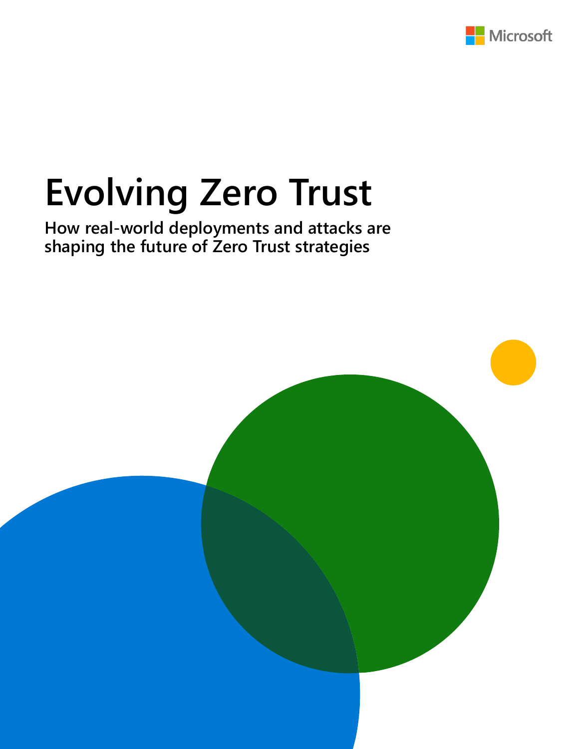# Evolving Zero Trust

**How real-world deployments and attacks are shaping the future of Zero Trust strategies**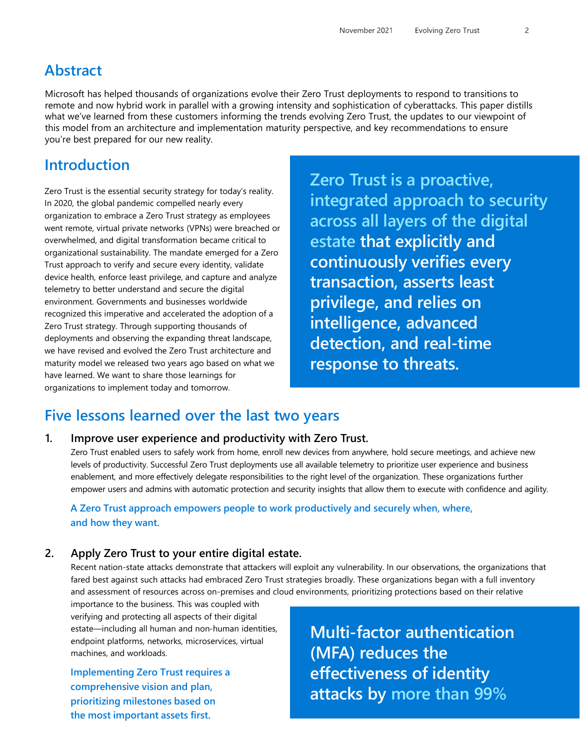## Abstract

Microsoft has helped thousands of organizations evolve their Zero Trust deployments to respond to transitions to remote and now hybrid work in parallel with a growing intensity and sophistication of cyberattacks. This paper distills what we've learned from these customers informing the trends evolving Zero Trust, the updates to our viewpoint of this model from an architecture and implementation maturity perspective, and key recommendations to ensure you're best prepared for our new reality.

## Introduction

Zero Trust is the essential security strategy for today's reality. In 2020, the global pandemic compelled nearly every organization to embrace a Zero Trust strategy as employees went remote, virtual private networks (VPNs) were breached or overwhelmed, and digital transformation became critical to organizational sustainability. The mandate emerged for a Zero Trust approach to verify and secure every identity, validate device health, enforce least privilege, and capture and analyze telemetry to better understand and secure the digital environment. Governments and businesses worldwide recognized this imperative and accelerated the adoption of a Zero Trust strategy. Through supporting thousands of deployments and observing the expanding threat landscape, we have revised and evolved the Zero Trust architecture and maturity model we released two years ago based on what we have learned. We want to share those learnings for organizations to implement today and tomorrow.

**Zero Trust is a proactive, integrated approach to security across all layers of the digital estate that explicitly and continuously verifies every transaction, asserts least privilege, and relies on intelligence, advanced detection, and real-time response to threats.**

## Five lessons learned over the last two years

### 1. Improve user experience and productivity with Zero Trust.

Zero Trust enabled users to safely work from home, enroll new devices from anywhere, hold secure meetings, and achieve new levels of productivity. Successful Zero Trust deployments use all available telemetry to prioritize user experience and business enablement, and more effectively delegate responsibilities to the right level of the organization. These organizations further empower users and admins with automatic protection and security insights that allow them to execute with confidence and agility.

**A Zero Trust approach empowers people to work productively and securely when, where, and how they want.**

### 2. Apply Zero Trust to your entire digital estate.

Recent nation-state attacks demonstrate that attackers will exploit any vulnerability. In our observations, the organizations that fared best against such attacks had embraced Zero Trust strategies broadly. These organizations began with a full inventory and assessment of resources across on-premises and cloud environments, prioritizing protections based on their relative importance to the business. This was coupled with verifying and protecting all aspects of their digital estate—including all human and non-human identities, endpoint platforms, networks, microservices, virtual machines, and workloads.

**Implementing Zero Trust requires a comprehensive vision and plan, prioritizing milestones based on the most important assets first.**

**Multi-factor authentication (MFA) reduces the effectiveness of identity attacks by more than 99%**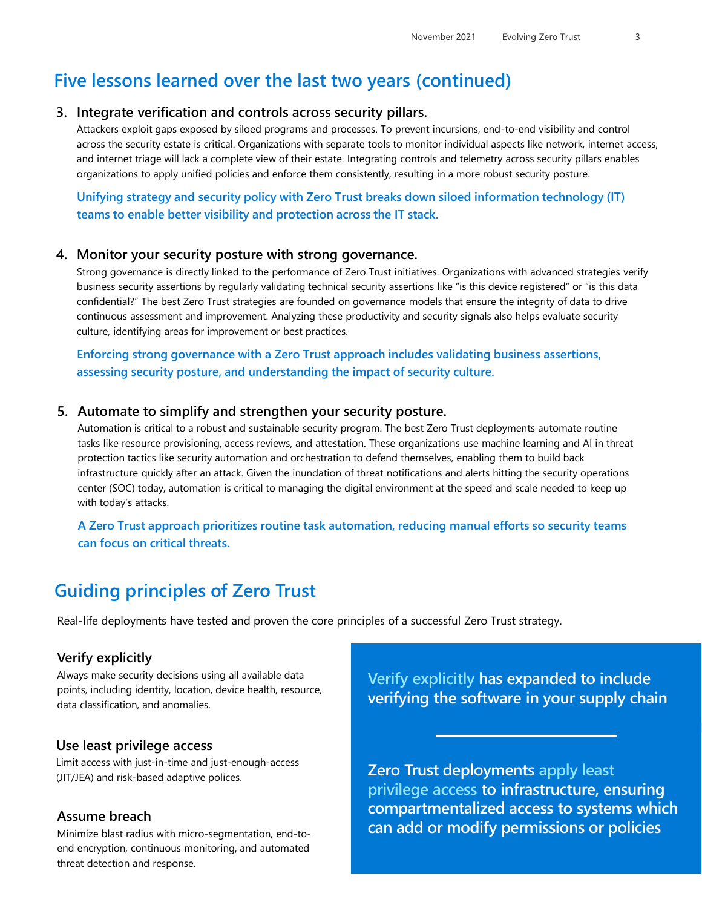## Five lessons learned over the last two years (continued)

### 3. Integrate verification and controls across security pillars.

Attackers exploit gaps exposed by siloed programs and processes. To prevent incursions, end-to-end visibility and control across the security estate is critical. Organizations with separate tools to monitor individual aspects like network, internet access, and internet triage will lack a complete view of their estate. Integrating controls and telemetry across security pillars enables organizations to apply unified policies and enforce them consistently, resulting in a more robust security posture.

**Unifying strategy and security policy with Zero Trust breaks down siloed information technology (IT) teams to enable better visibility and protection across the IT stack.**

### 4. Monitor your security posture with strong governance.

Strong governance is directly linked to the performance of Zero Trust initiatives. Organizations with advanced strategies verify business security assertions by regularly validating technical security assertions like "is this device registered" or "is this data confidential?" The best Zero Trust strategies are founded on governance models that ensure the integrity of data to drive continuous assessment and improvement. Analyzing these productivity and security signals also helps evaluate security culture, identifying areas for improvement or best practices.

**Enforcing strong governance with a Zero Trust approach includes validating business assertions, assessing security posture, and understanding the impact of security culture.**

### 5. Automate to simplify and strengthen your security posture.

Automation is critical to a robust and sustainable security program. The best Zero Trust deployments automate routine tasks like resource provisioning, access reviews, and attestation. These organizations use machine learning and AI in threat protection tactics like security automation and orchestration to defend themselves, enabling them to build back infrastructure quickly after an attack. Given the inundation of threat notifications and alerts hitting the security operations center (SOC) today, automation is critical to managing the digital environment at the speed and scale needed to keep up with today's attacks.

**A Zero Trust approach prioritizes routine task automation, reducing manual efforts so security teams can focus on critical threats.**

## Guiding principles of Zero Trust

Real-life deployments have tested and proven the core principles of a successful Zero Trust strategy.

### Verify explicitly

Always make security decisions using all available data points, including identity, location, device health, resource, data classification, and anomalies.

### Use least privilege access

Limit access with just-in-time and just-enough-access (JIT/JEA) and risk-based adaptive polices.

### Assume breach

Minimize blast radius with micro-segmentation, end-to-end encryption, continuous monitoring, and automated threat detection and response.

**Verify explicitly has expanded to include verifying the software in your supply chain**

**Zero Trust deployments apply least privilege access to infrastructure, ensuring compartmentalized access to systems which can add or modify permissions or policies**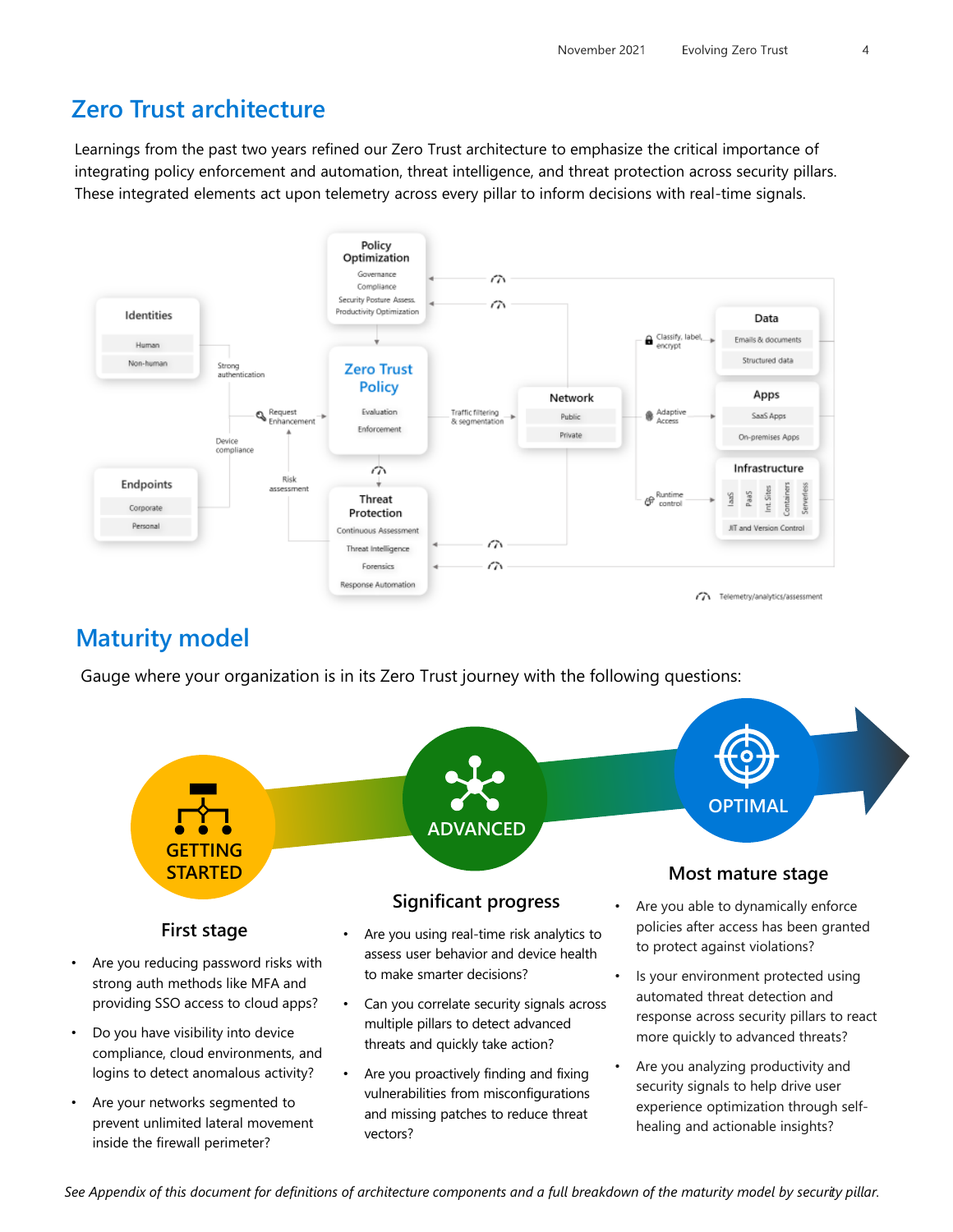## Zero Trust architecture

Learnings from the past two years refined our Zero Trust architecture to emphasize the critical importance of integrating policy enforcement and automation, threat intelligence, and threat protection across security pillars. These integrated elements act upon telemetry across every pillar to inform decisions with real-time signals.

## Maturity model

Gauge where your organization is in its Zero Trust journey with the following questions:

### GETTING STARTED

**First stage**

- Are you reducing password risks with strong auth methods like MFA and providing SSO access to cloud apps?
- Do you have visibility into device compliance, cloud environments, and logins to detect anomalous activity?
- Are your networks segmented to prevent unlimited lateral movement inside the firewall perimeter?

### ADVANCED

**Significant progress**

- Are you using real-time risk analytics to assess user behavior and device health to make smarter decisions?
- Can you correlate security signals across multiple pillars to detect advanced threats and quickly take action?
- Are you proactively finding and fixing vulnerabilities from misconfigurations and missing patches to reduce threat vectors?

### OPTIMAL

**Most mature stage**

- Are you able to dynamically enforce policies after access has been granted to protect against violations?
- Is your environment protected using automated threat detection and response across security pillars to react more quickly to advanced threats?
- Are you analyzing productivity and security signals to help drive user experience optimization through self-healing and actionable insights?

*See Appendix of this document for definitions of architecture components and a full breakdown of the maturity model by security pillar.*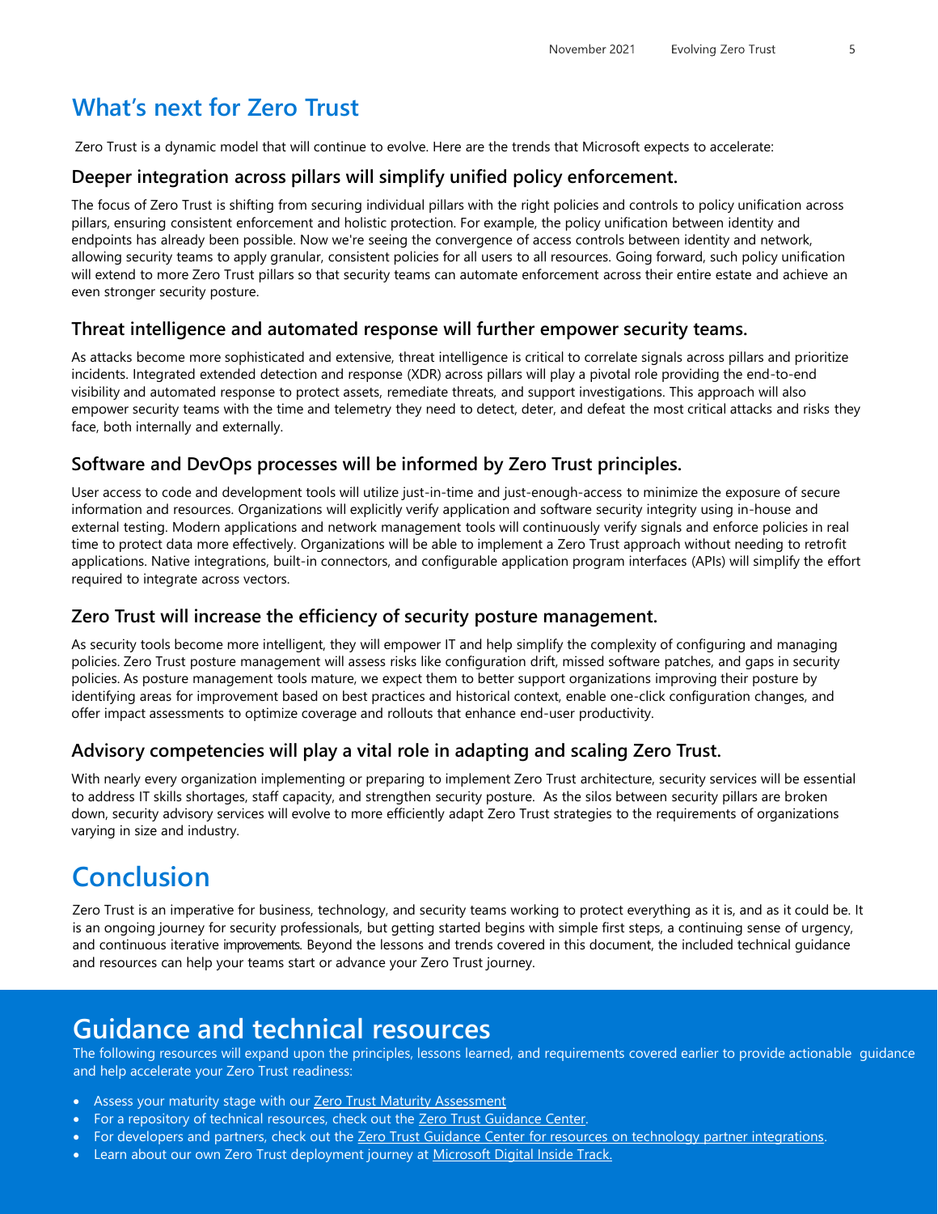## What's next for Zero Trust

Zero Trust is a dynamic model that will continue to evolve. Here are the trends that Microsoft expects to accelerate:

### Deeper integration across pillars will simplify unified policy enforcement.

The focus of Zero Trust is shifting from securing individual pillars with the right policies and controls to policy unification across pillars, ensuring consistent enforcement and holistic protection. For example, the policy unification between identity and endpoints has already been possible. Now we're seeing the convergence of access controls between identity and network, allowing security teams to apply granular, consistent policies for all users to all resources. Going forward, such policy unification will extend to more Zero Trust pillars so that security teams can automate enforcement across their entire estate and achieve an even stronger security posture.

### Threat intelligence and automated response will further empower security teams.

As attacks become more sophisticated and extensive, threat intelligence is critical to correlate signals across pillars and prioritize incidents. Integrated extended detection and response (XDR) across pillars will play a pivotal role providing the end-to-end visibility and automated response to protect assets, remediate threats, and support investigations. This approach will also empower security teams with the time and telemetry they need to detect, deter, and defeat the most critical attacks and risks they face, both internally and externally.

### Software and DevOps processes will be informed by Zero Trust principles.

User access to code and development tools will utilize just-in-time and just-enough-access to minimize the exposure of secure information and resources. Organizations will explicitly verify application and software security integrity using in-house and external testing. Modern applications and network management tools will continuously verify signals and enforce policies in real time to protect data more effectively. Organizations will be able to implement a Zero Trust approach without needing to retrofit applications. Native integrations, built-in connectors, and configurable application program interfaces (APIs) will simplify the effort required to integrate across vectors.

### Zero Trust will increase the efficiency of security posture management.

As security tools become more intelligent, they will empower IT and help simplify the complexity of configuring and managing policies. Zero Trust posture management will assess risks like configuration drift, missed software patches, and gaps in security policies. As posture management tools mature, we expect them to better support organizations improving their posture by identifying areas for improvement based on best practices and historical context, enable one-click configuration changes, and offer impact assessments to optimize coverage and rollouts that enhance end-user productivity.

### Advisory competencies will play a vital role in adapting and scaling Zero Trust.

With nearly every organization implementing or preparing to implement Zero Trust architecture, security services will be essential to address IT skills shortages, staff capacity, and strengthen security posture. As the silos between security pillars are broken down, security advisory services will evolve to more efficiently adapt Zero Trust strategies to the requirements of organizations varying in size and industry.

## Conclusion

Zero Trust is an imperative for business, technology, and security teams working to protect everything as it is, and as it could be. It is an ongoing journey for security professionals, but getting started begins with simple first steps, a continuing sense of urgency, and continuous iterative improvements. Beyond the lessons and trends covered in this document, the included technical guidance and resources can help your teams start or advance your Zero Trust journey.

## Guidance and technical resources

The following resources will expand upon the principles, lessons learned, and requirements covered earlier to provide actionable guidance and help accelerate your Zero Trust readiness:

- Assess your maturity stage with our Zero Trust Maturity Assessment
- For a repository of technical resources, check out the Zero Trust Guidance Center.
- For developers and partners, check out the Zero Trust Guidance Center for resources on technology partner integrations.
- Learn about our own Zero Trust deployment journey at Microsoft Digital Inside Track.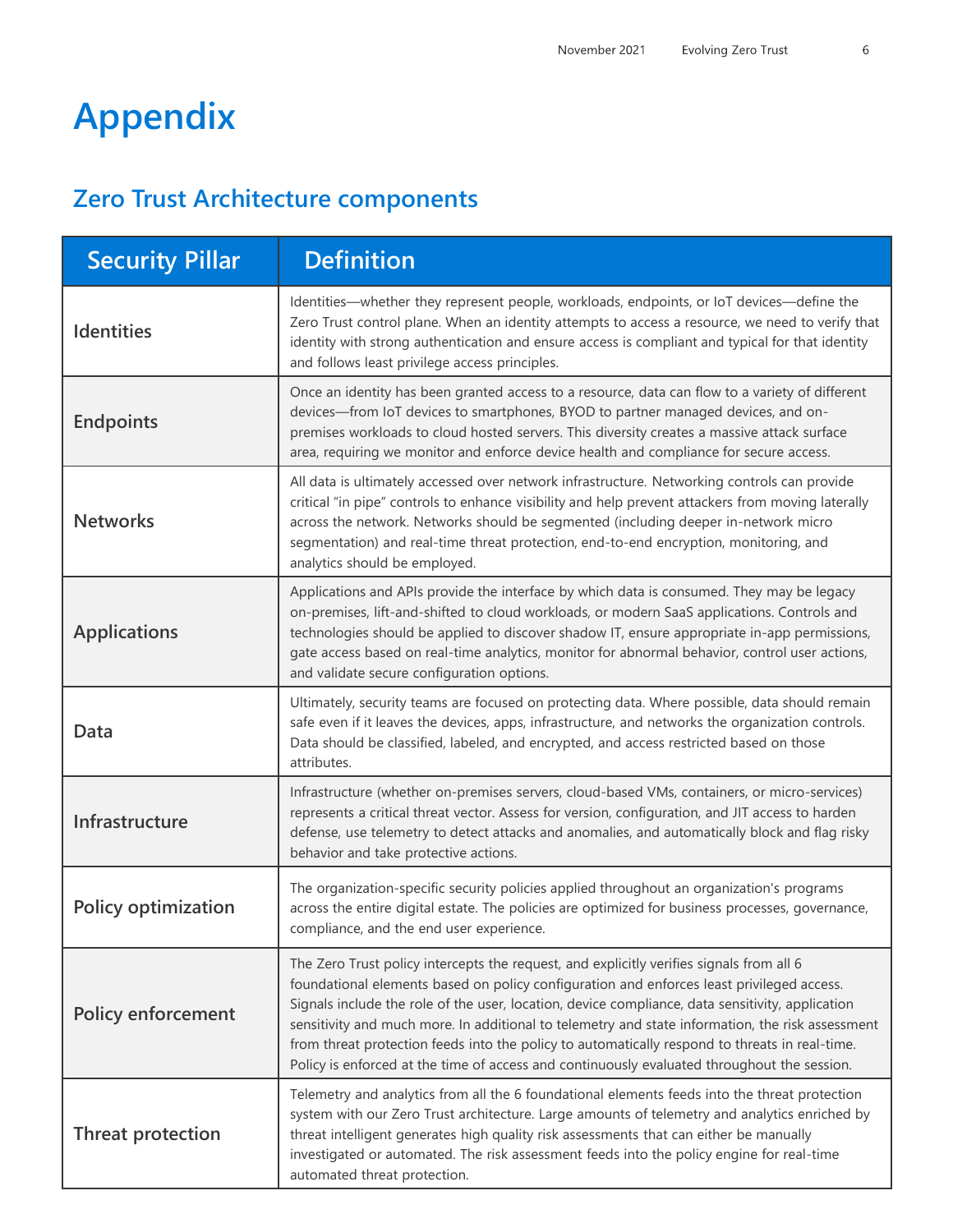# Appendix

## Zero Trust Architecture components

| Security Pillar | Definition |
|---|---|
| Identities | Identities—whether they represent people, workloads, endpoints, or IoT devices—define the Zero Trust control plane. When an identity attempts to access a resource, we need to verify that identity with strong authentication and ensure access is compliant and typical for that identity and follows least privilege access principles. |
| Endpoints | Once an identity has been granted access to a resource, data can flow to a variety of different devices—from IoT devices to smartphones, BYOD to partner managed devices, and on-premises workloads to cloud hosted servers. This diversity creates a massive attack surface area, requiring we monitor and enforce device health and compliance for secure access. |
| Networks | All data is ultimately accessed over network infrastructure. Networking controls can provide critical "in pipe" controls to enhance visibility and help prevent attackers from moving laterally across the network. Networks should be segmented (including deeper in-network micro segmentation) and real-time threat protection, end-to-end encryption, monitoring, and analytics should be employed. |
| Applications | Applications and APIs provide the interface by which data is consumed. They may be legacy on-premises, lift-and-shifted to cloud workloads, or modern SaaS applications. Controls and technologies should be applied to discover shadow IT, ensure appropriate in-app permissions, gate access based on real-time analytics, monitor for abnormal behavior, control user actions, and validate secure configuration options. |
| Data | Ultimately, security teams are focused on protecting data. Where possible, data should remain safe even if it leaves the devices, apps, infrastructure, and networks the organization controls. Data should be classified, labeled, and encrypted, and access restricted based on those attributes. |
| Infrastructure | Infrastructure (whether on-premises servers, cloud-based VMs, containers, or micro-services) represents a critical threat vector. Assess for version, configuration, and JIT access to harden defense, use telemetry to detect attacks and anomalies, and automatically block and flag risky behavior and take protective actions. |
| Policy optimization | The organization-specific security policies applied throughout an organization's programs across the entire digital estate. The policies are optimized for business processes, governance, compliance, and the end user experience. |
| Policy enforcement | The Zero Trust policy intercepts the request, and explicitly verifies signals from all 6 foundational elements based on policy configuration and enforces least privileged access. Signals include the role of the user, location, device compliance, data sensitivity, application sensitivity and much more. In additional to telemetry and state information, the risk assessment from threat protection feeds into the policy to automatically respond to threats in real-time. Policy is enforced at the time of access and continuously evaluated throughout the session. |
| Threat protection | Telemetry and analytics from all the 6 foundational elements feeds into the threat protection system with our Zero Trust architecture. Large amounts of telemetry and analytics enriched by threat intelligent generates high quality risk assessments that can either be manually investigated or automated. The risk assessment feeds into the policy engine for real-time automated threat protection. |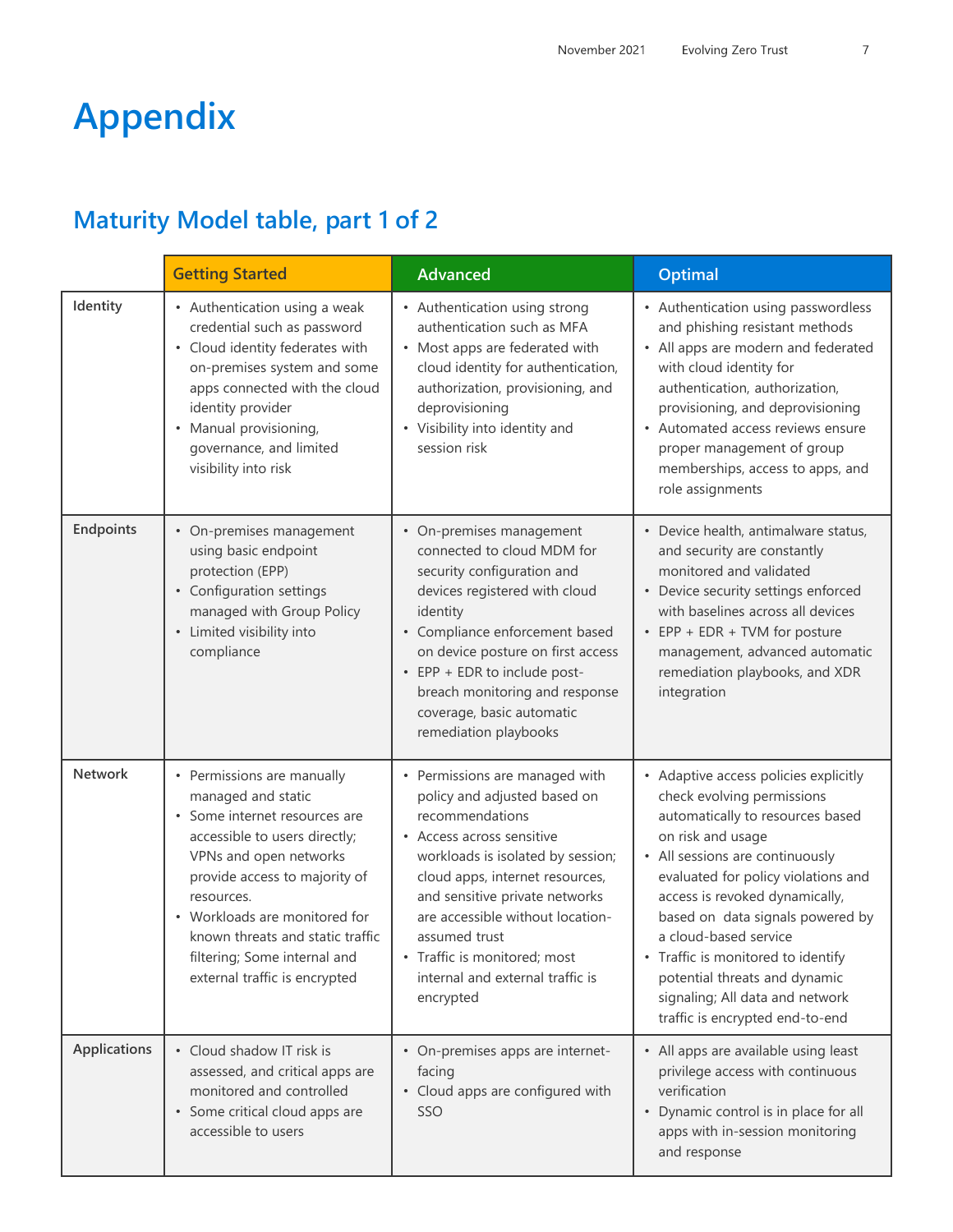# Appendix

## Maturity Model table, part 1 of 2

| | Getting Started | Advanced | Optimal |
|---|---|---|---|
| **Identity** | • Authentication using a weak credential such as password<br>• Cloud identity federates with on-premises system and some apps connected with the cloud identity provider<br>• Manual provisioning, governance, and limited visibility into risk | • Authentication using strong authentication such as MFA<br>• Most apps are federated with cloud identity for authentication, authorization, provisioning, and deprovisioning<br>• Visibility into identity and session risk | • Authentication using passwordless and phishing resistant methods<br>• All apps are modern and federated with cloud identity for authentication, authorization, provisioning, and deprovisioning<br>• Automated access reviews ensure proper management of group memberships, access to apps, and role assignments |
| **Endpoints** | • On-premises management using basic endpoint protection (EPP)<br>• Configuration settings managed with Group Policy<br>• Limited visibility into compliance | • On-premises management connected to cloud MDM for security configuration and devices registered with cloud identity<br>• Compliance enforcement based on device posture on first access<br>• EPP + EDR to include post-breach monitoring and response coverage, basic automatic remediation playbooks | • Device health, antimalware status, and security are constantly monitored and validated<br>• Device security settings enforced with baselines across all devices<br>• EPP + EDR + TVM for posture management, advanced automatic remediation playbooks, and XDR integration |
| **Network** | • Permissions are manually managed and static<br>• Some internet resources are accessible to users directly; VPNs and open networks provide access to majority of resources.<br>• Workloads are monitored for known threats and static traffic filtering; Some internal and external traffic is encrypted | • Permissions are managed with policy and adjusted based on recommendations<br>• Access across sensitive workloads is isolated by session; cloud apps, internet resources, and sensitive private networks are accessible without location-assumed trust<br>• Traffic is monitored; most internal and external traffic is encrypted | • Adaptive access policies explicitly check evolving permissions automatically to resources based on risk and usage<br>• All sessions are continuously evaluated for policy violations and access is revoked dynamically, based on data signals powered by a cloud-based service<br>• Traffic is monitored to identify potential threats and dynamic signaling; All data and network traffic is encrypted end-to-end |
| **Applications** | • Cloud shadow IT risk is assessed, and critical apps are monitored and controlled<br>• Some critical cloud apps are accessible to users | • On-premises apps are internet-facing<br>• Cloud apps are configured with SSO | • All apps are available using least privilege access with continuous verification<br>• Dynamic control is in place for all apps with in-session monitoring and response |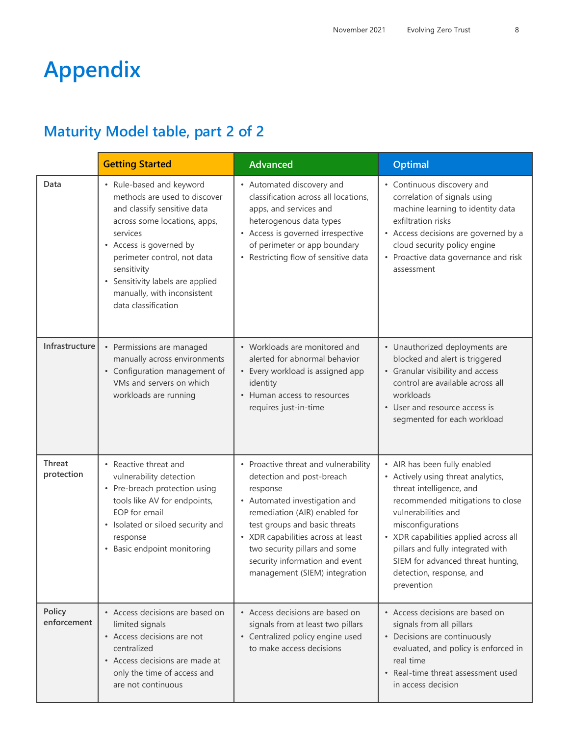# Appendix

## Maturity Model table, part 2 of 2

| | Getting Started | Advanced | Optimal |
|---|---|---|---|
| **Data** | • Rule-based and keyword methods are used to discover and classify sensitive data across some locations, apps, services<br>• Access is governed by perimeter control, not data sensitivity<br>• Sensitivity labels are applied manually, with inconsistent data classification | • Automated discovery and classification across all locations, apps, and services and heterogenous data types<br>• Access is governed irrespective of perimeter or app boundary<br>• Restricting flow of sensitive data | • Continuous discovery and correlation of signals using machine learning to identity data exfiltration risks<br>• Access decisions are governed by a cloud security policy engine<br>• Proactive data governance and risk assessment |
| **Infrastructure** | • Permissions are managed manually across environments<br>• Configuration management of VMs and servers on which workloads are running | • Workloads are monitored and alerted for abnormal behavior<br>• Every workload is assigned app identity<br>• Human access to resources requires just-in-time | • Unauthorized deployments are blocked and alert is triggered<br>• Granular visibility and access control are available across all workloads<br>• User and resource access is segmented for each workload |
| **Threat protection** | • Reactive threat and vulnerability detection<br>• Pre-breach protection using tools like AV for endpoints, EOP for email<br>• Isolated or siloed security and response<br>• Basic endpoint monitoring | • Proactive threat and vulnerability detection and post-breach response<br>• Automated investigation and remediation (AIR) enabled for test groups and basic threats<br>• XDR capabilities across at least two security pillars and some security information and event management (SIEM) integration | • AIR has been fully enabled<br>• Actively using threat analytics, threat intelligence, and recommended mitigations to close vulnerabilities and misconfigurations<br>• XDR capabilities applied across all pillars and fully integrated with SIEM for advanced threat hunting, detection, response, and prevention |
| **Policy enforcement** | • Access decisions are based on limited signals<br>• Access decisions are not centralized<br>• Access decisions are made at only the time of access and are not continuous | • Access decisions are based on signals from at least two pillars<br>• Centralized policy engine used to make access decisions | • Access decisions are based on signals from all pillars<br>• Decisions are continuously evaluated, and policy is enforced in real time<br>• Real-time threat assessment used in access decision |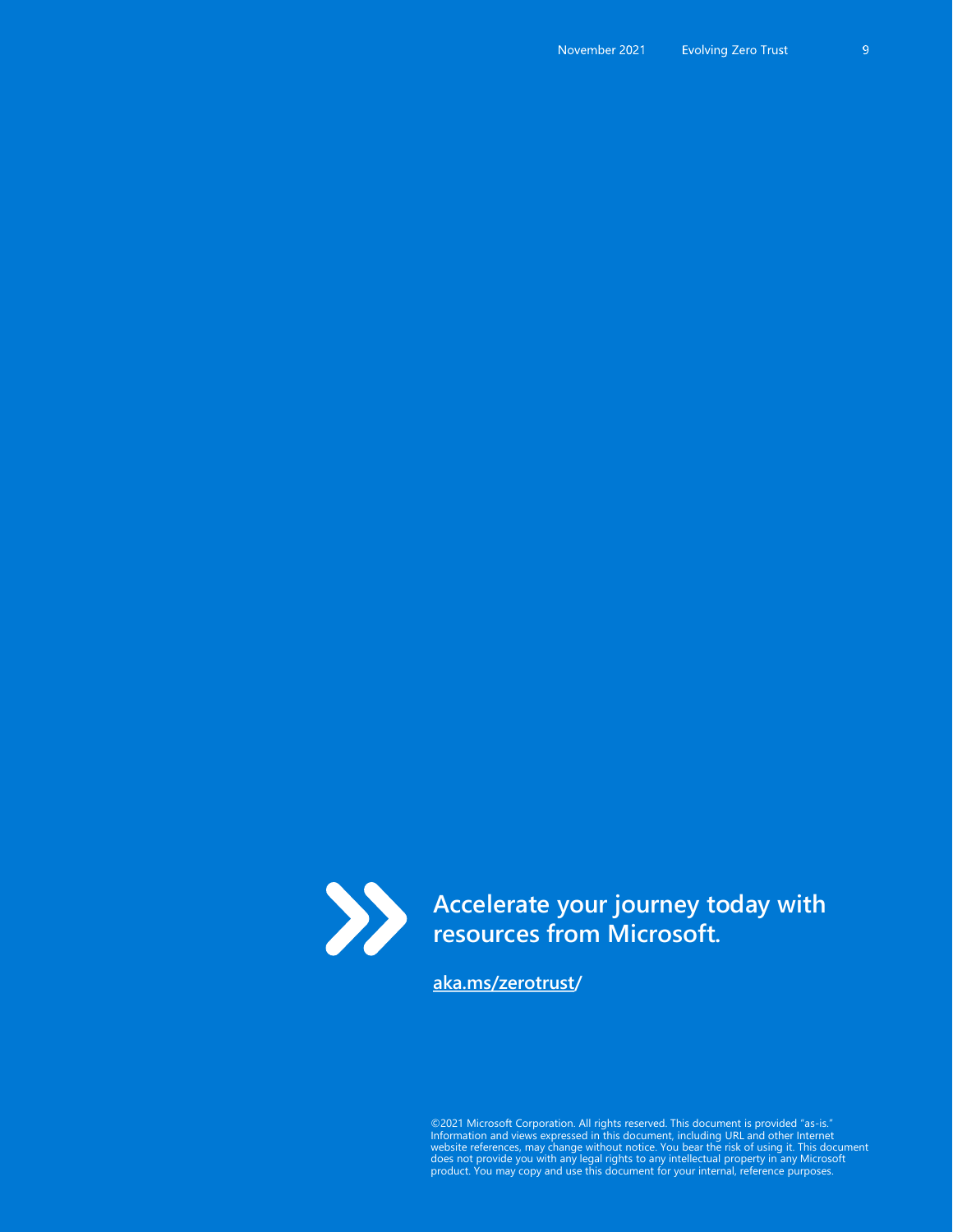## Accelerate your journey today with resources from Microsoft.

[aka.ms/zerotrust/](https://aka.ms/zerotrust/)

©2021 Microsoft Corporation. All rights reserved. This document is provided "as-is." Information and views expressed in this document, including URL and other Internet website references, may change without notice. You bear the risk of using it. This document does not provide you with any legal rights to any intellectual property in any Microsoft product. You may copy and use this document for your internal, reference purposes.